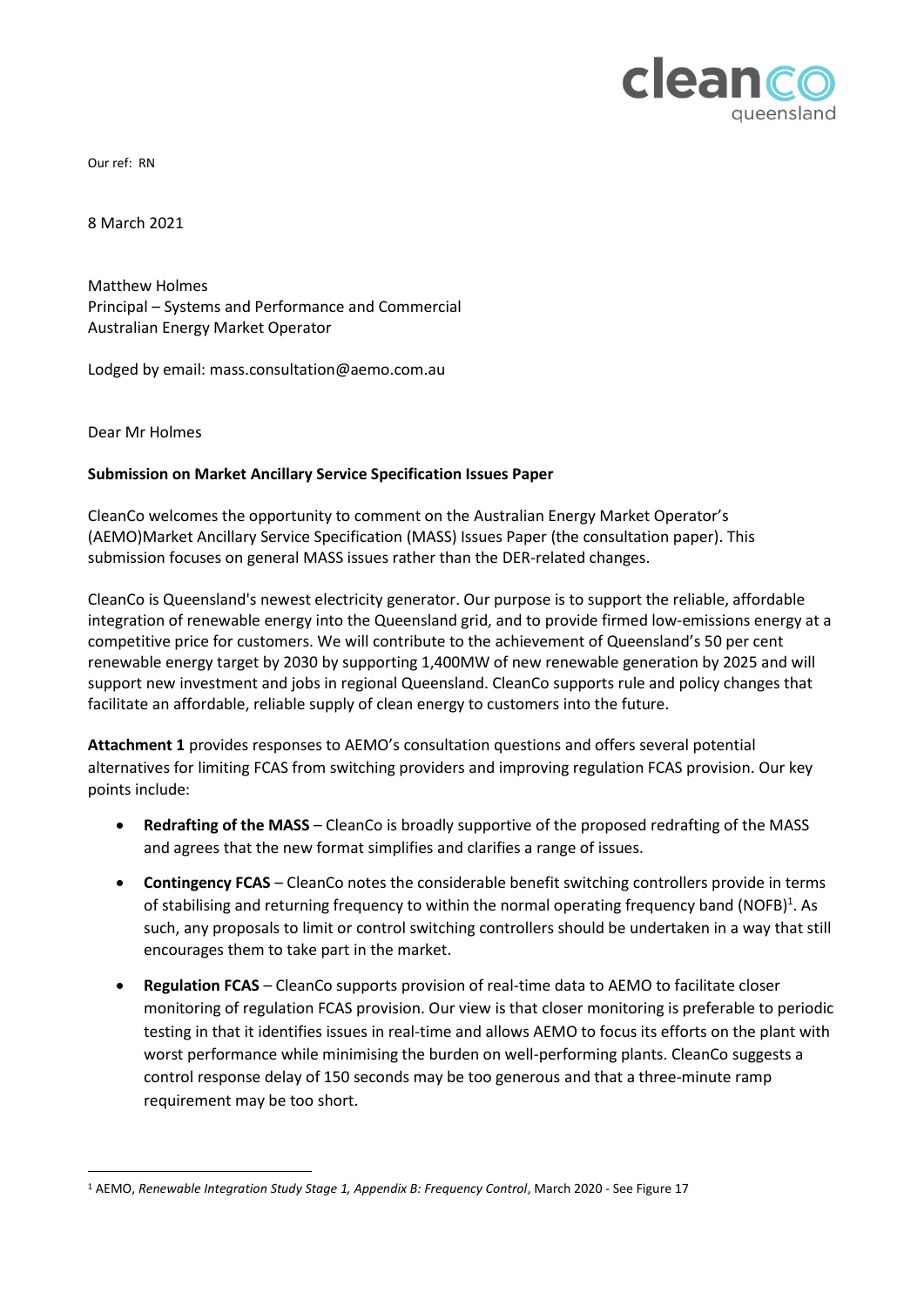Our ref: RN

8 March 2021

Matthew Holmes
Principal – Systems and Performance and Commercial
Australian Energy Market Operator

Lodged by email: mass.consultation@aemo.com.au

Dear Mr Holmes

**Submission on Market Ancillary Service Specification Issues Paper**

CleanCo welcomes the opportunity to comment on the Australian Energy Market Operator's (AEMO)Market Ancillary Service Specification (MASS) Issues Paper (the consultation paper). This submission focuses on general MASS issues rather than the DER-related changes.

CleanCo is Queensland's newest electricity generator. Our purpose is to support the reliable, affordable integration of renewable energy into the Queensland grid, and to provide firmed low-emissions energy at a competitive price for customers. We will contribute to the achievement of Queensland's 50 per cent renewable energy target by 2030 by supporting 1,400MW of new renewable generation by 2025 and will support new investment and jobs in regional Queensland. CleanCo supports rule and policy changes that facilitate an affordable, reliable supply of clean energy to customers into the future.

**Attachment 1** provides responses to AEMO's consultation questions and offers several potential alternatives for limiting FCAS from switching providers and improving regulation FCAS provision. Our key points include:

- **Redrafting of the MASS** – CleanCo is broadly supportive of the proposed redrafting of the MASS and agrees that the new format simplifies and clarifies a range of issues.
- **Contingency FCAS** – CleanCo notes the considerable benefit switching controllers provide in terms of stabilising and returning frequency to within the normal operating frequency band (NOFB)[1]. As such, any proposals to limit or control switching controllers should be undertaken in a way that still encourages them to take part in the market.
- **Regulation FCAS** – CleanCo supports provision of real-time data to AEMO to facilitate closer monitoring of regulation FCAS provision. Our view is that closer monitoring is preferable to periodic testing in that it identifies issues in real-time and allows AEMO to focus its efforts on the plant with worst performance while minimising the burden on well-performing plants. CleanCo suggests a control response delay of 150 seconds may be too generous and that a three-minute ramp requirement may be too short.

[1] AEMO, *Renewable Integration Study Stage 1, Appendix B: Frequency Control*, March 2020 - See Figure 17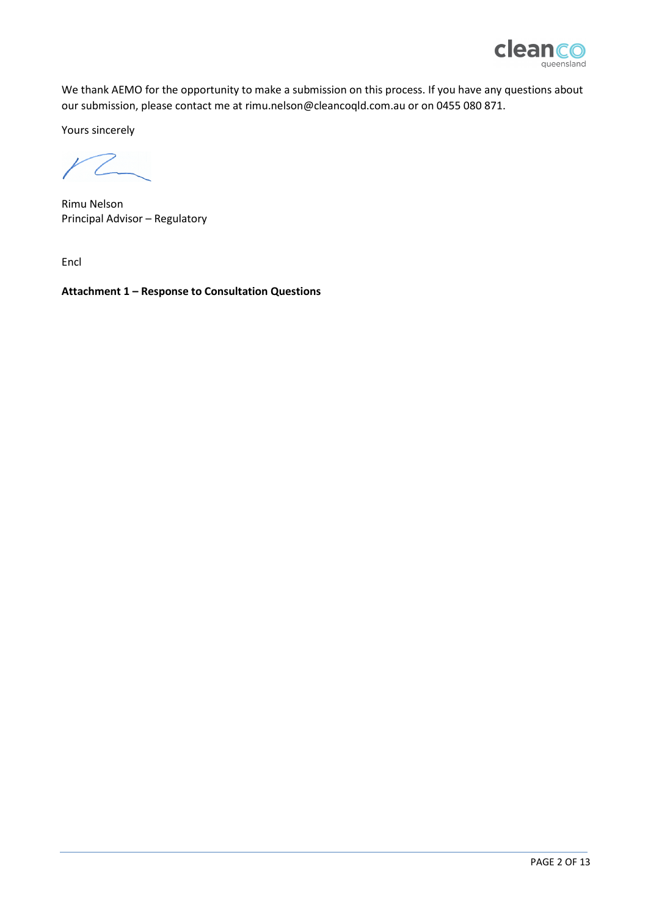We thank AEMO for the opportunity to make a submission on this process. If you have any questions about our submission, please contact me at rimu.nelson@cleancoqld.com.au or on 0455 080 871.

Yours sincerely

Rimu Nelson
Principal Advisor – Regulatory

Encl

**Attachment 1 – Response to Consultation Questions**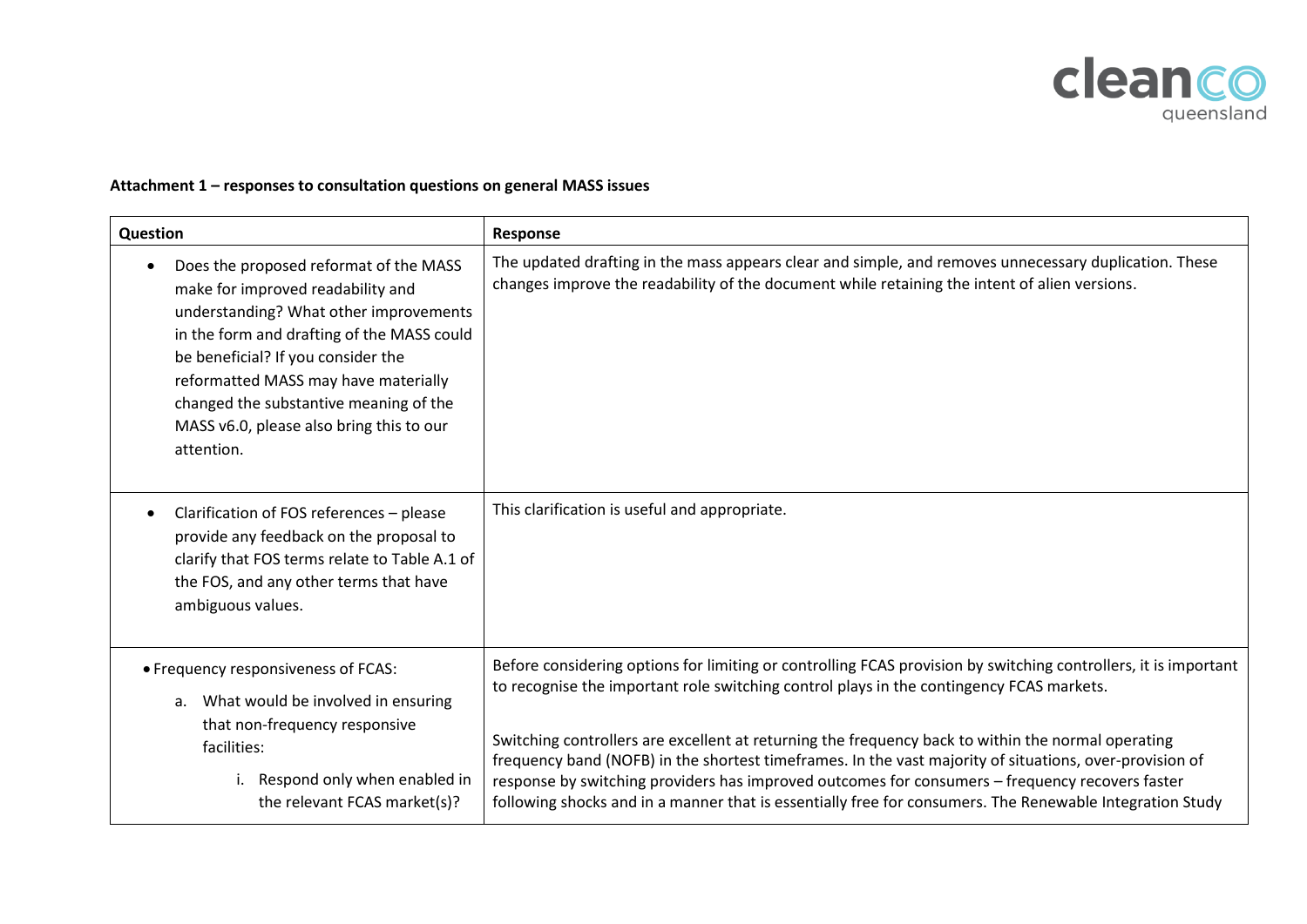**Attachment 1 – responses to consultation questions on general MASS issues**

| Question | Response |
| --- | --- |
| • Does the proposed reformat of the MASS make for improved readability and understanding? What other improvements in the form and drafting of the MASS could be beneficial? If you consider the reformatted MASS may have materially changed the substantive meaning of the MASS v6.0, please also bring this to our attention. | The updated drafting in the mass appears clear and simple, and removes unnecessary duplication. These changes improve the readability of the document while retaining the intent of alien versions. |
| • Clarification of FOS references – please provide any feedback on the proposal to clarify that FOS terms relate to Table A.1 of the FOS, and any other terms that have ambiguous values. | This clarification is useful and appropriate. |
| • Frequency responsiveness of FCAS: <br> a. What would be involved in ensuring that non-frequency responsive facilities: <br> i. Respond only when enabled in the relevant FCAS market(s)? | Before considering options for limiting or controlling FCAS provision by switching controllers, it is important to recognise the important role switching control plays in the contingency FCAS markets. <br><br> Switching controllers are excellent at returning the frequency back to within the normal operating frequency band (NOFB) in the shortest timeframes. In the vast majority of situations, over-provision of response by switching providers has improved outcomes for consumers – frequency recovers faster following shocks and in a manner that is essentially free for consumers. The Renewable Integration Study |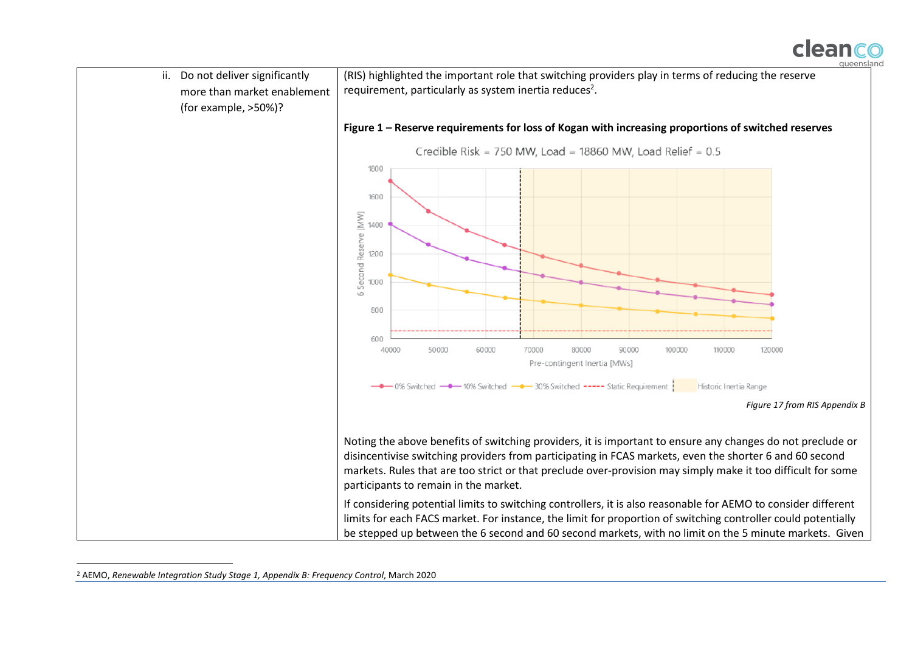| | |
|---|---|
| ii. Do not deliver significantly more than market enablement (for example, >50%)? | (RIS) highlighted the important role that switching providers play in terms of reducing the reserve requirement, particularly as system inertia reduces[2].<br><br>**Figure 1 – Reserve requirements for loss of Kogan with increasing proportions of switched reserves**<br><br>*Figure 17 from RIS Appendix B*<br><br>Noting the above benefits of switching providers, it is important to ensure any changes do not preclude or disincentivise switching providers from participating in FCAS markets, even the shorter 6 and 60 second markets. Rules that are too strict or that preclude over-provision may simply make it too difficult for some participants to remain in the market.<br><br>If considering potential limits to switching controllers, it is also reasonable for AEMO to consider different limits for each FACS market. For instance, the limit for proportion of switching controller could potentially be stepped up between the 6 second and 60 second markets, with no limit on the 5 minute markets. Given |

[2] AEMO, *Renewable Integration Study Stage 1, Appendix B: Frequency Control*, March 2020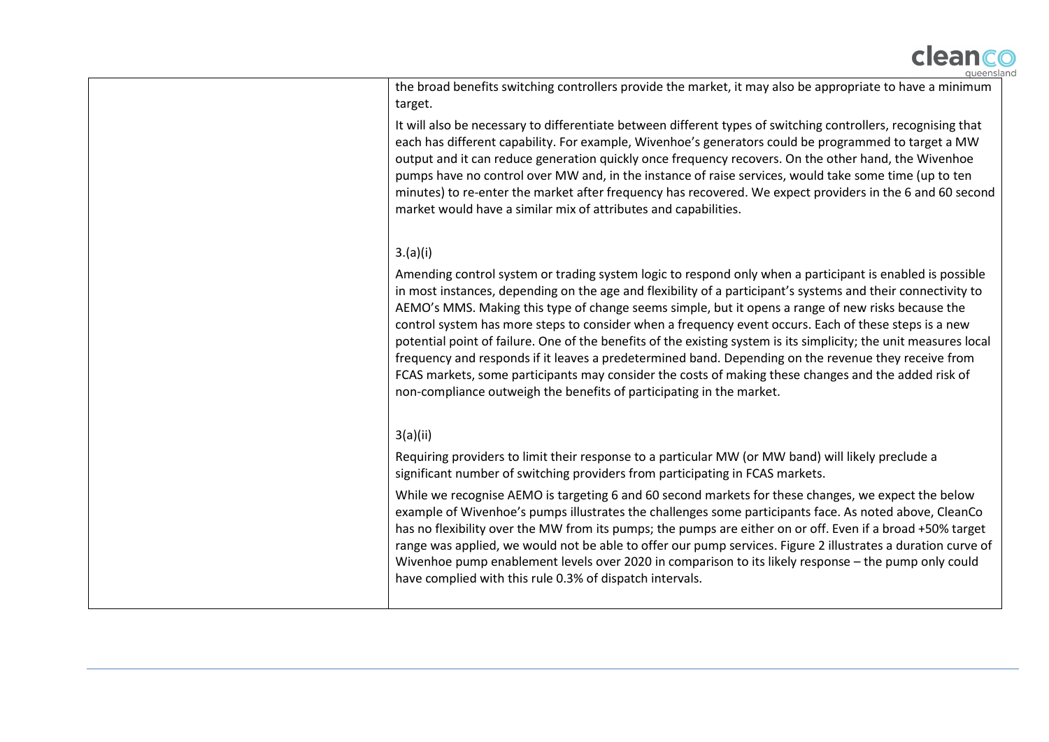| | |
|---|---|
| | the broad benefits switching controllers provide the market, it may also be appropriate to have a minimum target.<br><br>It will also be necessary to differentiate between different types of switching controllers, recognising that each has different capability. For example, Wivenhoe's generators could be programmed to target a MW output and it can reduce generation quickly once frequency recovers. On the other hand, the Wivenhoe pumps have no control over MW and, in the instance of raise services, would take some time (up to ten minutes) to re-enter the market after frequency has recovered. We expect providers in the 6 and 60 second market would have a similar mix of attributes and capabilities.<br><br>3.(a)(i)<br><br>Amending control system or trading system logic to respond only when a participant is enabled is possible in most instances, depending on the age and flexibility of a participant's systems and their connectivity to AEMO's MMS. Making this type of change seems simple, but it opens a range of new risks because the control system has more steps to consider when a frequency event occurs. Each of these steps is a new potential point of failure. One of the benefits of the existing system is its simplicity; the unit measures local frequency and responds if it leaves a predetermined band. Depending on the revenue they receive from FCAS markets, some participants may consider the costs of making these changes and the added risk of non-compliance outweigh the benefits of participating in the market.<br><br>3(a)(ii)<br><br>Requiring providers to limit their response to a particular MW (or MW band) will likely preclude a significant number of switching providers from participating in FCAS markets.<br><br>While we recognise AEMO is targeting 6 and 60 second markets for these changes, we expect the below example of Wivenhoe's pumps illustrates the challenges some participants face. As noted above, CleanCo has no flexibility over the MW from its pumps; the pumps are either on or off. Even if a broad +50% target range was applied, we would not be able to offer our pump services. Figure 2 illustrates a duration curve of Wivenhoe pump enablement levels over 2020 in comparison to its likely response – the pump only could have complied with this rule 0.3% of dispatch intervals. |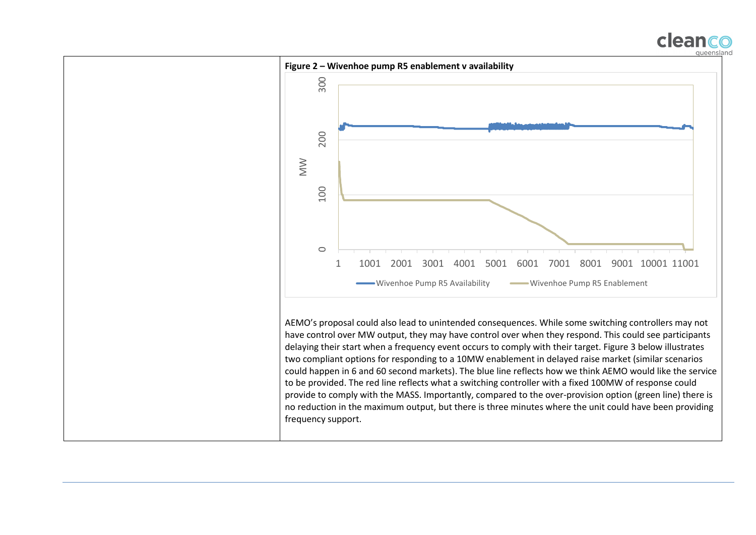| | **Figure 2 – Wivenhoe pump R5 enablement v availability**<br><br>AEMO's proposal could also lead to unintended consequences. While some switching controllers may not have control over MW output, they may have control over when they respond. This could see participants delaying their start when a frequency event occurs to comply with their target. Figure 3 below illustrates two compliant options for responding to a 10MW enablement in delayed raise market (similar scenarios could happen in 6 and 60 second markets). The blue line reflects how we think AEMO would like the service to be provided. The red line reflects what a switching controller with a fixed 100MW of response could provide to comply with the MASS. Importantly, compared to the over-provision option (green line) there is no reduction in the maximum output, but there is three minutes where the unit could have been providing frequency support. |
|---|---|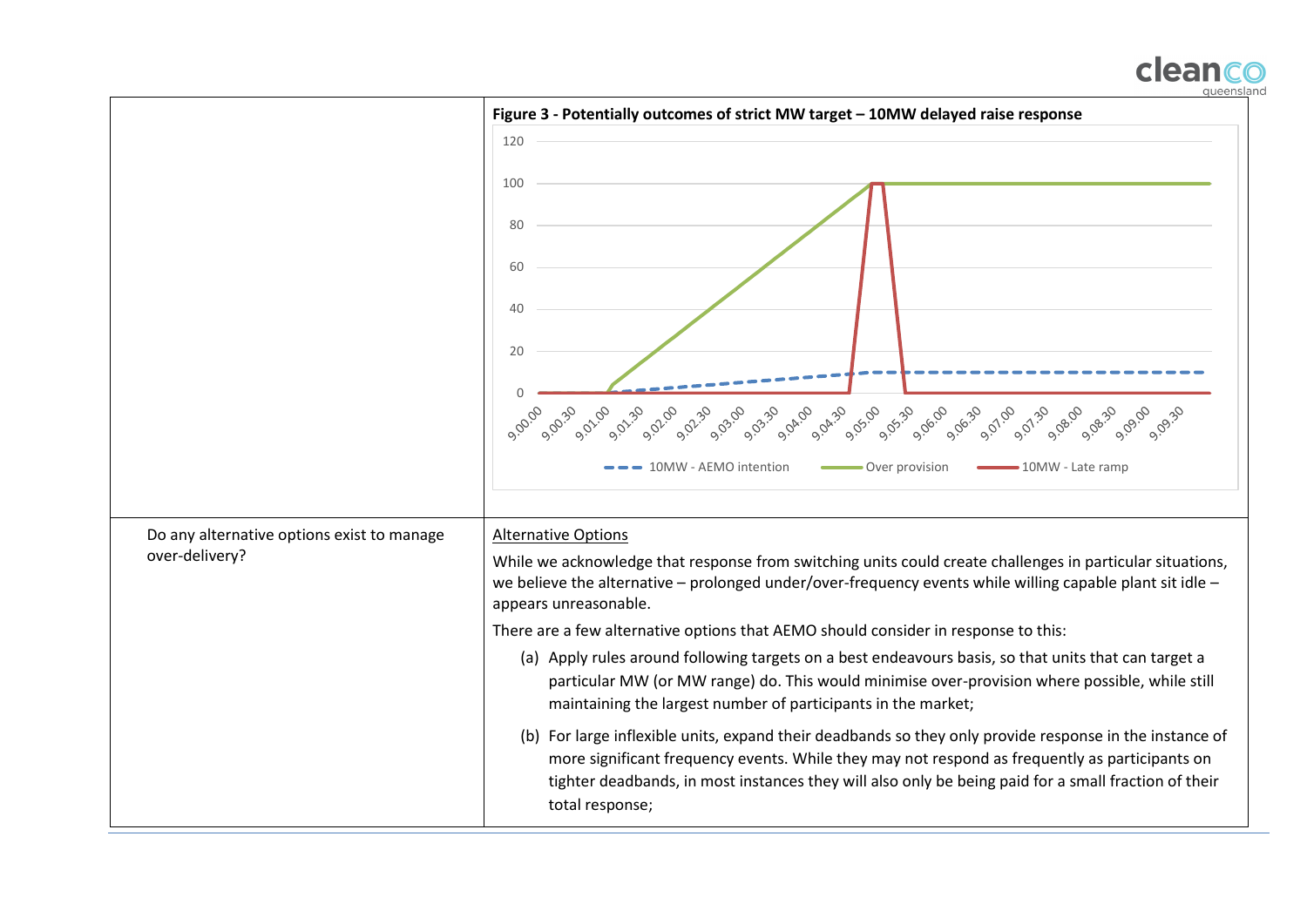| | |
|---|---|
| | **Figure 3 - Potentially outcomes of strict MW target – 10MW delayed raise response** |
| Do any alternative options exist to manage over-delivery? | Alternative Options<br><br>While we acknowledge that response from switching units could create challenges in particular situations, we believe the alternative – prolonged under/over-frequency events while willing capable plant sit idle – appears unreasonable.<br><br>There are a few alternative options that AEMO should consider in response to this:<br><br>(a) Apply rules around following targets on a best endeavours basis, so that units that can target a particular MW (or MW range) do. This would minimise over-provision where possible, while still maintaining the largest number of participants in the market;<br><br>(b) For large inflexible units, expand their deadbands so they only provide response in the instance of more significant frequency events. While they may not respond as frequently as participants on tighter deadbands, in most instances they will also only be being paid for a small fraction of their total response; |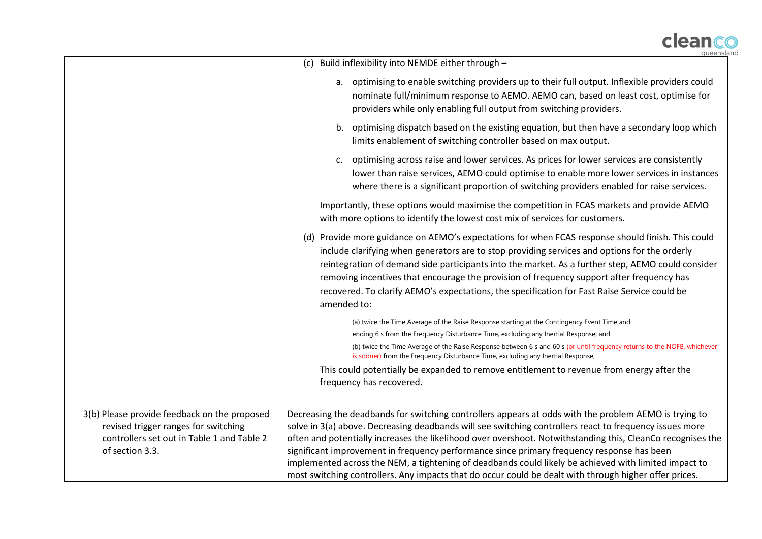| | |
|---|---|
| | (c) Build inflexibility into NEMDE either through –<br><br>a. optimising to enable switching providers up to their full output. Inflexible providers could nominate full/minimum response to AEMO. AEMO can, based on least cost, optimise for providers while only enabling full output from switching providers.<br><br>b. optimising dispatch based on the existing equation, but then have a secondary loop which limits enablement of switching controller based on max output.<br><br>c. optimising across raise and lower services. As prices for lower services are consistently lower than raise services, AEMO could optimise to enable more lower services in instances where there is a significant proportion of switching providers enabled for raise services.<br><br>Importantly, these options would maximise the competition in FCAS markets and provide AEMO with more options to identify the lowest cost mix of services for customers.<br><br>(d) Provide more guidance on AEMO's expectations for when FCAS response should finish. This could include clarifying when generators are to stop providing services and options for the orderly reintegration of demand side participants into the market. As a further step, AEMO could consider removing incentives that encourage the provision of frequency support after frequency has recovered. To clarify AEMO's expectations, the specification for Fast Raise Service could be amended to:<br><br>(a) twice the Time Average of the Raise Response starting at the Contingency Event Time and ending 6 s from the Frequency Disturbance Time, excluding any Inertial Response; and<br><br>(b) twice the Time Average of the Raise Response between 6 s and 60 s (or until frequency returns to the NOFB, whichever is sooner) from the Frequency Disturbance Time, excluding any Inertial Response,<br><br>This could potentially be expanded to remove entitlement to revenue from energy after the frequency has recovered. |
| 3(b) Please provide feedback on the proposed revised trigger ranges for switching controllers set out in Table 1 and Table 2 of section 3.3. | Decreasing the deadbands for switching controllers appears at odds with the problem AEMO is trying to solve in 3(a) above. Decreasing deadbands will see switching controllers react to frequency issues more often and potentially increases the likelihood over overshoot. Notwithstanding this, CleanCo recognises the significant improvement in frequency performance since primary frequency response has been implemented across the NEM, a tightening of deadbands could likely be achieved with limited impact to most switching controllers. Any impacts that do occur could be dealt with through higher offer prices. |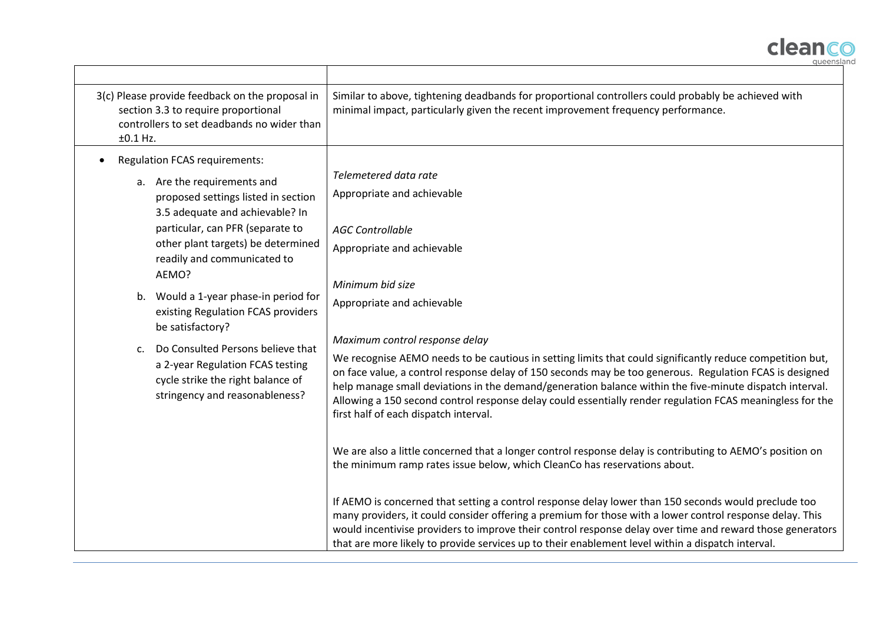| | |
|---|---|
| 3(c) Please provide feedback on the proposal in section 3.3 to require proportional controllers to set deadbands no wider than ±0.1 Hz. | Similar to above, tightening deadbands for proportional controllers could probably be achieved with minimal impact, particularly given the recent improvement frequency performance. |
| • Regulation FCAS requirements:<br><br>a. Are the requirements and proposed settings listed in section 3.5 adequate and achievable? In particular, can PFR (separate to other plant targets) be determined readily and communicated to AEMO?<br><br>b. Would a 1-year phase-in period for existing Regulation FCAS providers be satisfactory?<br><br>c. Do Consulted Persons believe that a 2-year Regulation FCAS testing cycle strike the right balance of stringency and reasonableness? | *Telemetered data rate*<br><br>Appropriate and achievable<br><br>*AGC Controllable*<br><br>Appropriate and achievable<br><br>*Minimum bid size*<br><br>Appropriate and achievable<br><br>*Maximum control response delay*<br><br>We recognise AEMO needs to be cautious in setting limits that could significantly reduce competition but, on face value, a control response delay of 150 seconds may be too generous. Regulation FCAS is designed help manage small deviations in the demand/generation balance within the five-minute dispatch interval. Allowing a 150 second control response delay could essentially render regulation FCAS meaningless for the first half of each dispatch interval.<br><br>We are also a little concerned that a longer control response delay is contributing to AEMO's position on the minimum ramp rates issue below, which CleanCo has reservations about.<br><br>If AEMO is concerned that setting a control response delay lower than 150 seconds would preclude too many providers, it could consider offering a premium for those with a lower control response delay. This would incentivise providers to improve their control response delay over time and reward those generators that are more likely to provide services up to their enablement level within a dispatch interval. |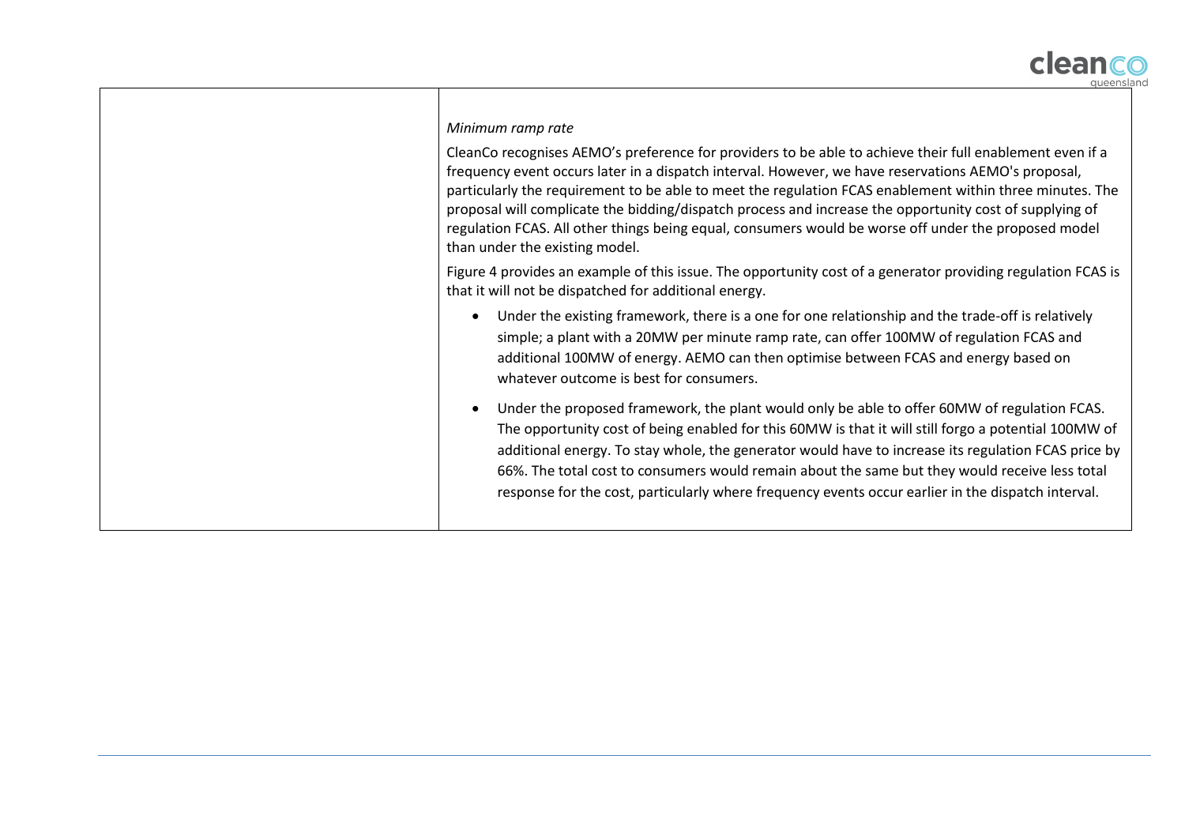| | *Minimum ramp rate*<br><br>CleanCo recognises AEMO's preference for providers to be able to achieve their full enablement even if a frequency event occurs later in a dispatch interval. However, we have reservations AEMO's proposal, particularly the requirement to be able to meet the regulation FCAS enablement within three minutes. The proposal will complicate the bidding/dispatch process and increase the opportunity cost of supplying of regulation FCAS. All other things being equal, consumers would be worse off under the proposed model than under the existing model.<br><br>Figure 4 provides an example of this issue. The opportunity cost of a generator providing regulation FCAS is that it will not be dispatched for additional energy.<br><br>• Under the existing framework, there is a one for one relationship and the trade-off is relatively simple; a plant with a 20MW per minute ramp rate, can offer 100MW of regulation FCAS and additional 100MW of energy. AEMO can then optimise between FCAS and energy based on whatever outcome is best for consumers.<br><br>• Under the proposed framework, the plant would only be able to offer 60MW of regulation FCAS. The opportunity cost of being enabled for this 60MW is that it will still forgo a potential 100MW of additional energy. To stay whole, the generator would have to increase its regulation FCAS price by 66%. The total cost to consumers would remain about the same but they would receive less total response for the cost, particularly where frequency events occur earlier in the dispatch interval. |
|---|---|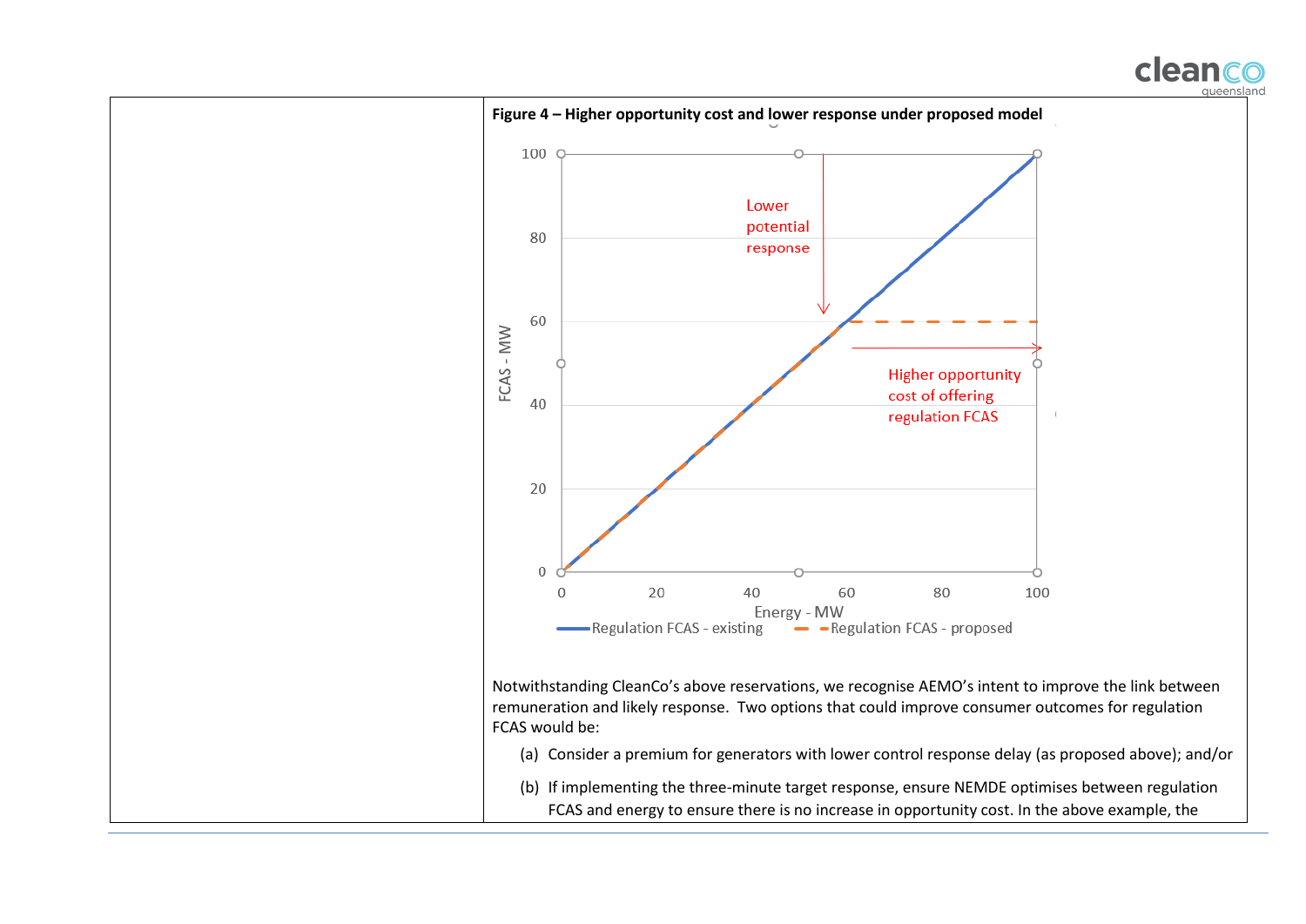**Figure 4 – Higher opportunity cost and lower response under proposed model**

Notwithstanding CleanCo's above reservations, we recognise AEMO's intent to improve the link between remuneration and likely response. Two options that could improve consumer outcomes for regulation FCAS would be:

(a) Consider a premium for generators with lower control response delay (as proposed above); and/or

(b) If implementing the three-minute target response, ensure NEMDE optimises between regulation FCAS and energy to ensure there is no increase in opportunity cost. In the above example, the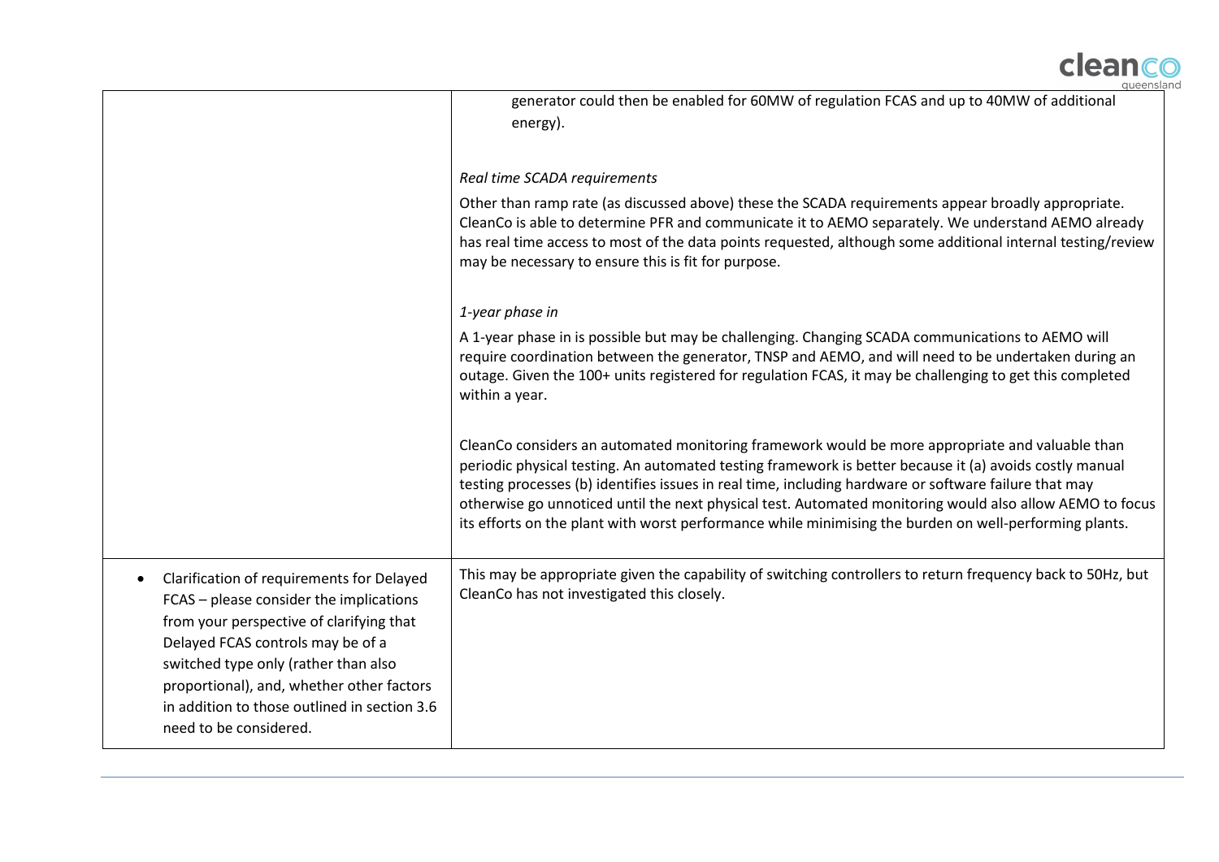| | |
|---|---|
| | generator could then be enabled for 60MW of regulation FCAS and up to 40MW of additional energy).<br><br>*Real time SCADA requirements*<br><br>Other than ramp rate (as discussed above) these the SCADA requirements appear broadly appropriate. CleanCo is able to determine PFR and communicate it to AEMO separately. We understand AEMO already has real time access to most of the data points requested, although some additional internal testing/review may be necessary to ensure this is fit for purpose.<br><br>*1-year phase in*<br><br>A 1-year phase in is possible but may be challenging. Changing SCADA communications to AEMO will require coordination between the generator, TNSP and AEMO, and will need to be undertaken during an outage. Given the 100+ units registered for regulation FCAS, it may be challenging to get this completed within a year.<br><br>CleanCo considers an automated monitoring framework would be more appropriate and valuable than periodic physical testing. An automated testing framework is better because it (a) avoids costly manual testing processes (b) identifies issues in real time, including hardware or software failure that may otherwise go unnoticed until the next physical test. Automated monitoring would also allow AEMO to focus its efforts on the plant with worst performance while minimising the burden on well-performing plants. |
| • Clarification of requirements for Delayed FCAS – please consider the implications from your perspective of clarifying that Delayed FCAS controls may be of a switched type only (rather than also proportional), and, whether other factors in addition to those outlined in section 3.6 need to be considered. | This may be appropriate given the capability of switching controllers to return frequency back to 50Hz, but CleanCo has not investigated this closely. |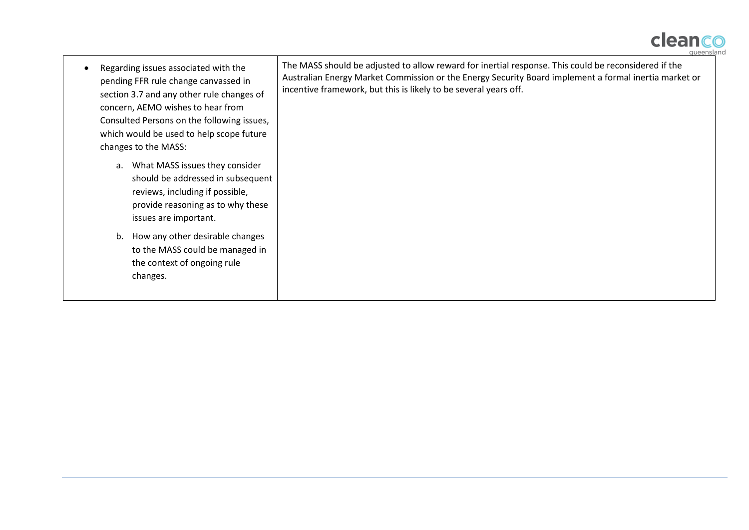| | |
|---|---|
| • Regarding issues associated with the pending FFR rule change canvassed in section 3.7 and any other rule changes of concern, AEMO wishes to hear from Consulted Persons on the following issues, which would be used to help scope future changes to the MASS:<br><br>a. What MASS issues they consider should be addressed in subsequent reviews, including if possible, provide reasoning as to why these issues are important.<br><br>b. How any other desirable changes to the MASS could be managed in the context of ongoing rule changes. | The MASS should be adjusted to allow reward for inertial response. This could be reconsidered if the Australian Energy Market Commission or the Energy Security Board implement a formal inertia market or incentive framework, but this is likely to be several years off. |